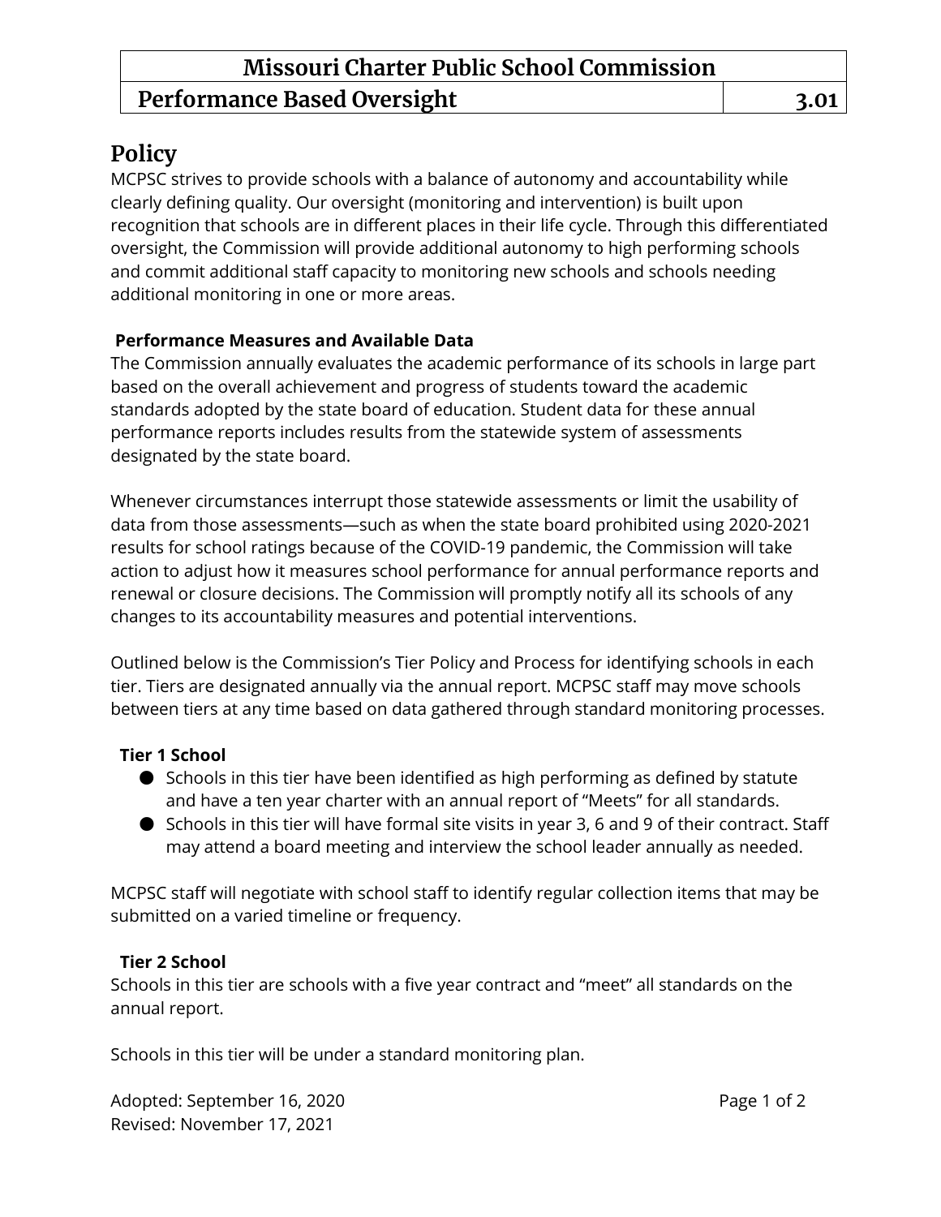| Missouri Charter Public School Commission | |
|---|---|
| **Performance Based Oversight** | **3.01** |

# Policy

MCPSC strives to provide schools with a balance of autonomy and accountability while clearly defining quality. Our oversight (monitoring and intervention) is built upon recognition that schools are in different places in their life cycle. Through this differentiated oversight, the Commission will provide additional autonomy to high performing schools and commit additional staff capacity to monitoring new schools and schools needing additional monitoring in one or more areas.

**Performance Measures and Available Data**

The Commission annually evaluates the academic performance of its schools in large part based on the overall achievement and progress of students toward the academic standards adopted by the state board of education. Student data for these annual performance reports includes results from the statewide system of assessments designated by the state board.

Whenever circumstances interrupt those statewide assessments or limit the usability of data from those assessments—such as when the state board prohibited using 2020-2021 results for school ratings because of the COVID-19 pandemic, the Commission will take action to adjust how it measures school performance for annual performance reports and renewal or closure decisions. The Commission will promptly notify all its schools of any changes to its accountability measures and potential interventions.

Outlined below is the Commission's Tier Policy and Process for identifying schools in each tier. Tiers are designated annually via the annual report. MCPSC staff may move schools between tiers at any time based on data gathered through standard monitoring processes.

**Tier 1 School**

- Schools in this tier have been identified as high performing as defined by statute and have a ten year charter with an annual report of "Meets" for all standards.
- Schools in this tier will have formal site visits in year 3, 6 and 9 of their contract. Staff may attend a board meeting and interview the school leader annually as needed.

MCPSC staff will negotiate with school staff to identify regular collection items that may be submitted on a varied timeline or frequency.

**Tier 2 School**

Schools in this tier are schools with a five year contract and "meet" all standards on the annual report.

Schools in this tier will be under a standard monitoring plan.

Adopted: September 16, 2020
Revised: November 17, 2021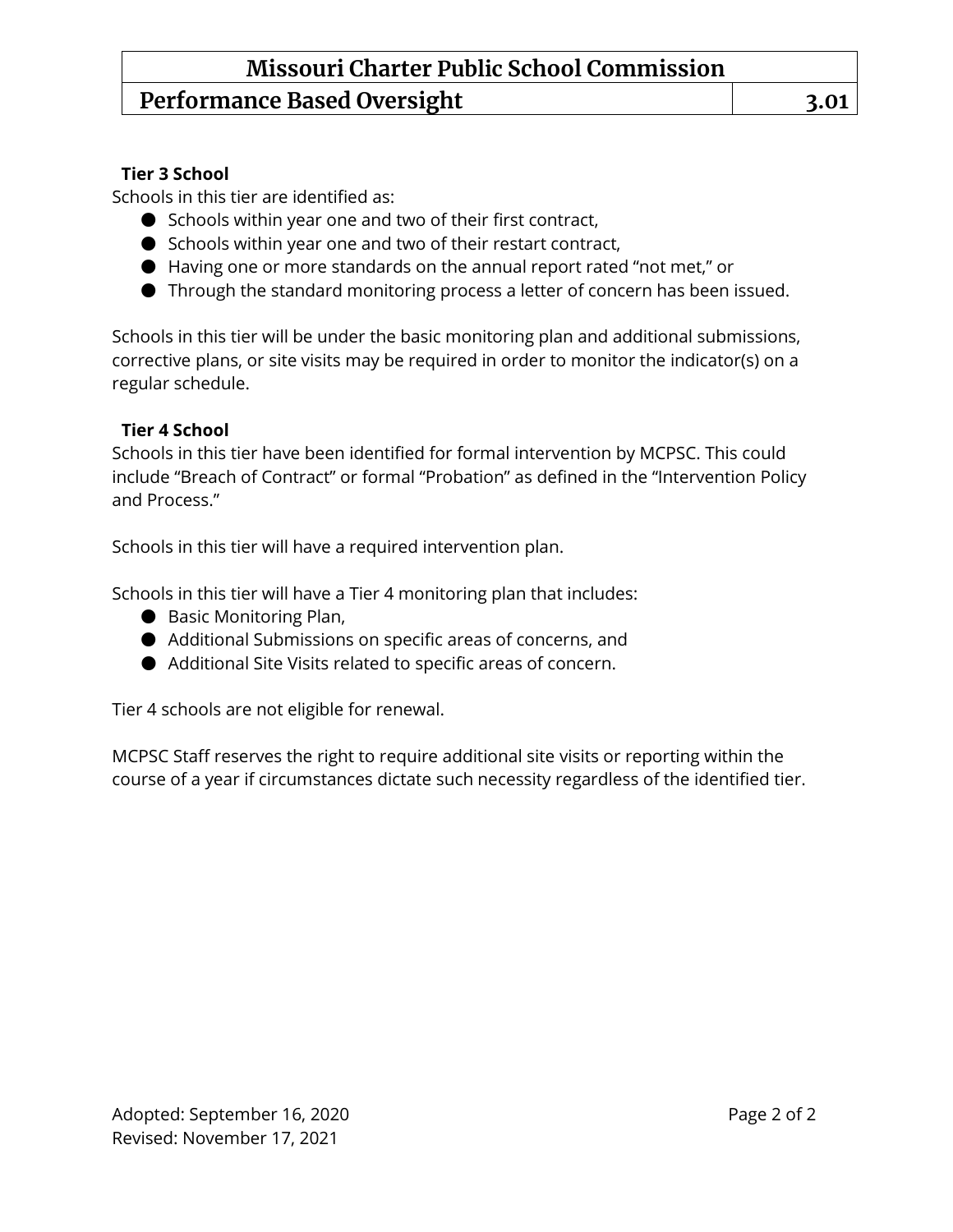**Tier 3 School**

Schools in this tier are identified as:

- Schools within year one and two of their first contract,
- Schools within year one and two of their restart contract,
- Having one or more standards on the annual report rated "not met," or
- Through the standard monitoring process a letter of concern has been issued.

Schools in this tier will be under the basic monitoring plan and additional submissions, corrective plans, or site visits may be required in order to monitor the indicator(s) on a regular schedule.

**Tier 4 School**

Schools in this tier have been identified for formal intervention by MCPSC. This could include "Breach of Contract" or formal "Probation" as defined in the "Intervention Policy and Process."

Schools in this tier will have a required intervention plan.

Schools in this tier will have a Tier 4 monitoring plan that includes:

- Basic Monitoring Plan,
- Additional Submissions on specific areas of concerns, and
- Additional Site Visits related to specific areas of concern.

Tier 4 schools are not eligible for renewal.

MCPSC Staff reserves the right to require additional site visits or reporting within the course of a year if circumstances dictate such necessity regardless of the identified tier.

Adopted: September 16, 2020
Revised: November 17, 2021